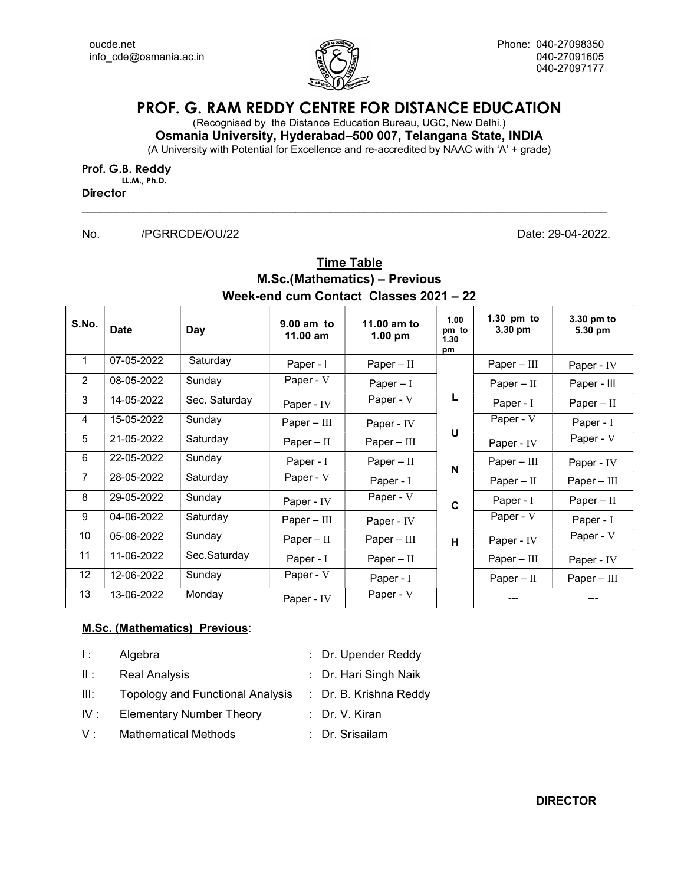oucde.net
info_cde@osmania.ac.in

Phone: 040-27098350
040-27091605
040-27097177

# PROF. G. RAM REDDY CENTRE FOR DISTANCE EDUCATION

(Recognised by the Distance Education Bureau, UGC, New Delhi.)

**Osmania University, Hyderabad–500 007, Telangana State, INDIA**

(A University with Potential for Excellence and re-accredited by NAAC with 'A' + grade)

**Prof. G.B. Reddy**
**LL.M., Ph.D.**
**Director**

No. /PGRRCDE/OU/22 Date: 29-04-2022.

## Time Table
## M.Sc.(Mathematics) – Previous
## Week-end cum Contact Classes 2021 – 22

| S.No. | Date | Day | 9.00 am to 11.00 am | 11.00 am to 1.00 pm | 1.00 pm to 1.30 pm | 1.30 pm to 3.30 pm | 3.30 pm to 5.30 pm |
|---|---|---|---|---|---|---|---|
| 1 | 07-05-2022 | Saturday | Paper - I | Paper – II | | Paper – III | Paper - IV |
| 2 | 08-05-2022 | Sunday | Paper - V | Paper – I | | Paper – II | Paper - III |
| 3 | 14-05-2022 | Sec. Saturday | Paper - IV | Paper - V | L | Paper - I | Paper – II |
| 4 | 15-05-2022 | Sunday | Paper – III | Paper - IV | | Paper - V | Paper - I |
| 5 | 21-05-2022 | Saturday | Paper – II | Paper – III | U | Paper - IV | Paper - V |
| 6 | 22-05-2022 | Sunday | Paper - I | Paper – II | | Paper – III | Paper - IV |
| 7 | 28-05-2022 | Saturday | Paper - V | Paper - I | N | Paper – II | Paper – III |
| 8 | 29-05-2022 | Sunday | Paper - IV | Paper - V | C | Paper - I | Paper – II |
| 9 | 04-06-2022 | Saturday | Paper – III | Paper - IV | | Paper - V | Paper - I |
| 10 | 05-06-2022 | Sunday | Paper – II | Paper – III | H | Paper - IV | Paper - V |
| 11 | 11-06-2022 | Sec.Saturday | Paper - I | Paper – II | | Paper – III | Paper - IV |
| 12 | 12-06-2022 | Sunday | Paper - V | Paper - I | | Paper – II | Paper – III |
| 13 | 13-06-2022 | Monday | Paper - IV | Paper - V | | --- | --- |

**M.Sc. (Mathematics) Previous**:

| | | | |
|---|---|---|---|
| I : | Algebra | : | Dr. Upender Reddy |
| II : | Real Analysis | : | Dr. Hari Singh Naik |
| III: | Topology and Functional Analysis | : | Dr. B. Krishna Reddy |
| IV : | Elementary Number Theory | : | Dr. V. Kiran |
| V : | Mathematical Methods | : | Dr. Srisailam |

**DIRECTOR**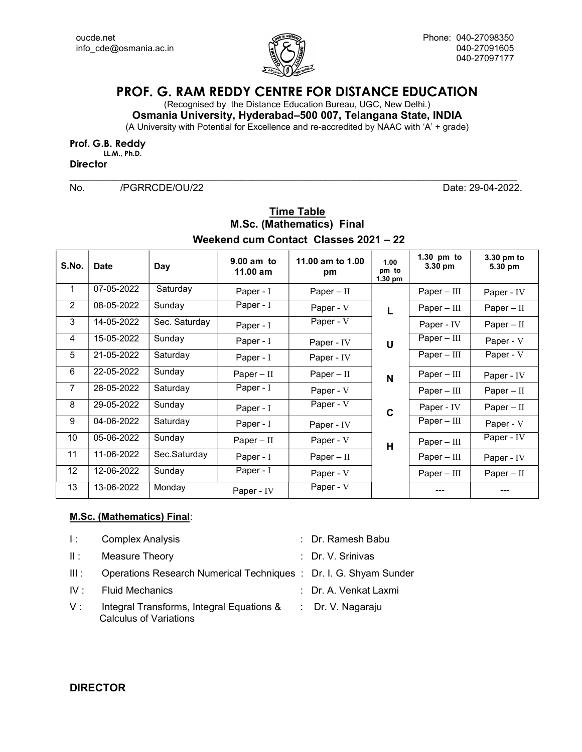oucde.net
info_cde@osmania.ac.in

Phone: 040-27098350
040-27091605
040-27097177

# PROF. G. RAM REDDY CENTRE FOR DISTANCE EDUCATION

(Recognised by the Distance Education Bureau, UGC, New Delhi.)

**Osmania University, Hyderabad–500 007, Telangana State, INDIA**

(A University with Potential for Excellence and re-accredited by NAAC with 'A' + grade)

**Prof. G.B. Reddy**
LL.M., Ph.D.
**Director**

No. /PGRRCDE/OU/22 Date: 29-04-2022.

## Time Table
## M.Sc. (Mathematics) Final
## Weekend cum Contact Classes 2021 – 22

| S.No. | Date | Day | 9.00 am to 11.00 am | 11.00 am to 1.00 pm | 1.00 pm to 1.30 pm | 1.30 pm to 3.30 pm | 3.30 pm to 5.30 pm |
|---|---|---|---|---|---|---|---|
| 1 | 07-05-2022 | Saturday | Paper - I | Paper – II | | Paper – III | Paper - IV |
| 2 | 08-05-2022 | Sunday | Paper - I | Paper - V | L | Paper – III | Paper – II |
| 3 | 14-05-2022 | Sec. Saturday | Paper - I | Paper - V | | Paper - IV | Paper – II |
| 4 | 15-05-2022 | Sunday | Paper - I | Paper - IV | U | Paper – III | Paper - V |
| 5 | 21-05-2022 | Saturday | Paper - I | Paper - IV | | Paper – III | Paper - V |
| 6 | 22-05-2022 | Sunday | Paper – II | Paper – II | N | Paper – III | Paper - IV |
| 7 | 28-05-2022 | Saturday | Paper - I | Paper - V | | Paper – III | Paper – II |
| 8 | 29-05-2022 | Sunday | Paper - I | Paper - V | C | Paper - IV | Paper – II |
| 9 | 04-06-2022 | Saturday | Paper - I | Paper - IV | | Paper – III | Paper - V |
| 10 | 05-06-2022 | Sunday | Paper – II | Paper - V | H | Paper – III | Paper - IV |
| 11 | 11-06-2022 | Sec.Saturday | Paper - I | Paper – II | | Paper – III | Paper - IV |
| 12 | 12-06-2022 | Sunday | Paper - I | Paper - V | | Paper – III | Paper – II |
| 13 | 13-06-2022 | Monday | Paper - IV | Paper - V | | --- | --- |

**M.Sc. (Mathematics) Final**:

- I : Complex Analysis : Dr. Ramesh Babu
- II : Measure Theory : Dr. V. Srinivas
- III : Operations Research Numerical Techniques : Dr. I. G. Shyam Sunder
- IV : Fluid Mechanics : Dr. A. Venkat Laxmi
- V : Integral Transforms, Integral Equations & Calculus of Variations : Dr. V. Nagaraju

**DIRECTOR**